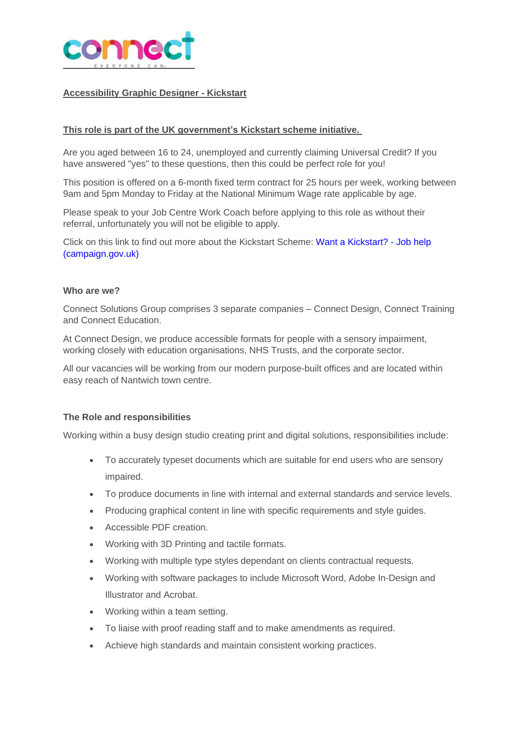connect

EVERYONE CAN.

## Accessibility Graphic Designer - Kickstart

**This role is part of the UK government's Kickstart scheme initiative.**

Are you aged between 16 to 24, unemployed and currently claiming Universal Credit? If you have answered "yes" to these questions, then this could be perfect role for you!

This position is offered on a 6-month fixed term contract for 25 hours per week, working between 9am and 5pm Monday to Friday at the National Minimum Wage rate applicable by age.

Please speak to your Job Centre Work Coach before applying to this role as without their referral, unfortunately you will not be eligible to apply.

Click on this link to find out more about the Kickstart Scheme: Want a Kickstart? - Job help (campaign.gov.uk)

### Who are we?

Connect Solutions Group comprises 3 separate companies – Connect Design, Connect Training and Connect Education.

At Connect Design, we produce accessible formats for people with a sensory impairment, working closely with education organisations, NHS Trusts, and the corporate sector.

All our vacancies will be working from our modern purpose-built offices and are located within easy reach of Nantwich town centre.

### The Role and responsibilities

Working within a busy design studio creating print and digital solutions, responsibilities include:

- To accurately typeset documents which are suitable for end users who are sensory impaired.
- To produce documents in line with internal and external standards and service levels.
- Producing graphical content in line with specific requirements and style guides.
- Accessible PDF creation.
- Working with 3D Printing and tactile formats.
- Working with multiple type styles dependant on clients contractual requests.
- Working with software packages to include Microsoft Word, Adobe In-Design and Illustrator and Acrobat.
- Working within a team setting.
- To liaise with proof reading staff and to make amendments as required.
- Achieve high standards and maintain consistent working practices.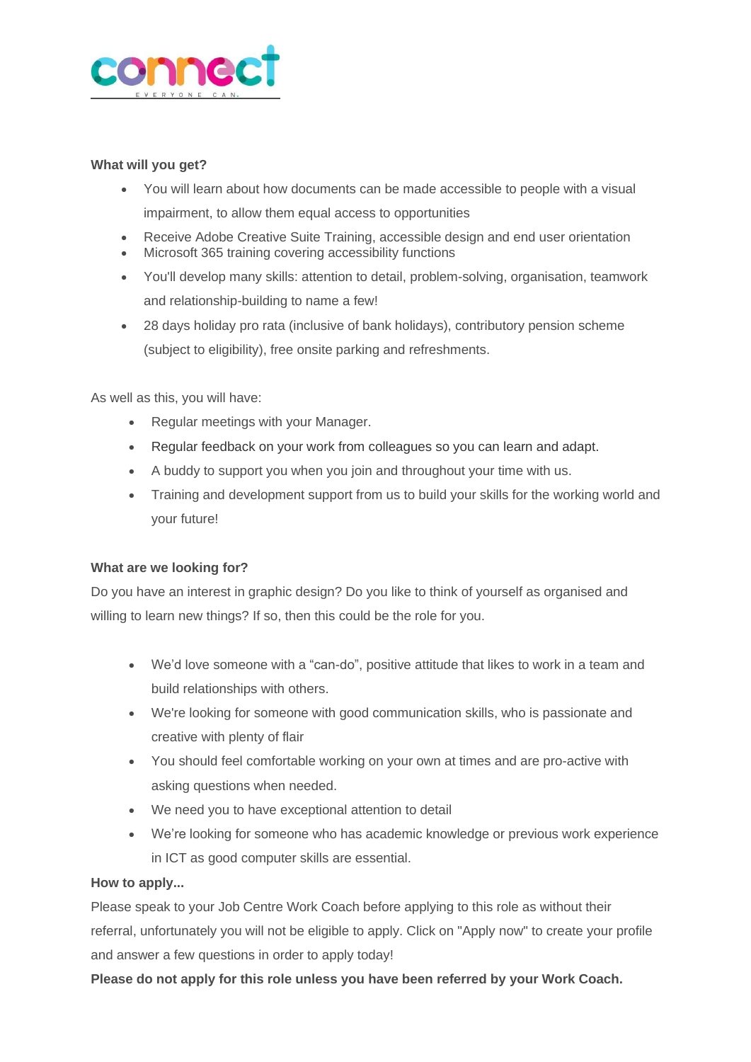**What will you get?**

- You will learn about how documents can be made accessible to people with a visual impairment, to allow them equal access to opportunities
- Receive Adobe Creative Suite Training, accessible design and end user orientation
- Microsoft 365 training covering accessibility functions
- You'll develop many skills: attention to detail, problem-solving, organisation, teamwork and relationship-building to name a few!
- 28 days holiday pro rata (inclusive of bank holidays), contributory pension scheme (subject to eligibility), free onsite parking and refreshments.

As well as this, you will have:

- Regular meetings with your Manager.
- Regular feedback on your work from colleagues so you can learn and adapt.
- A buddy to support you when you join and throughout your time with us.
- Training and development support from us to build your skills for the working world and your future!

**What are we looking for?**

Do you have an interest in graphic design? Do you like to think of yourself as organised and willing to learn new things? If so, then this could be the role for you.

- We'd love someone with a "can-do", positive attitude that likes to work in a team and build relationships with others.
- We're looking for someone with good communication skills, who is passionate and creative with plenty of flair
- You should feel comfortable working on your own at times and are pro-active with asking questions when needed.
- We need you to have exceptional attention to detail
- We're looking for someone who has academic knowledge or previous work experience in ICT as good computer skills are essential.

**How to apply...**

Please speak to your Job Centre Work Coach before applying to this role as without their referral, unfortunately you will not be eligible to apply. Click on "Apply now" to create your profile and answer a few questions in order to apply today!

**Please do not apply for this role unless you have been referred by your Work Coach.**